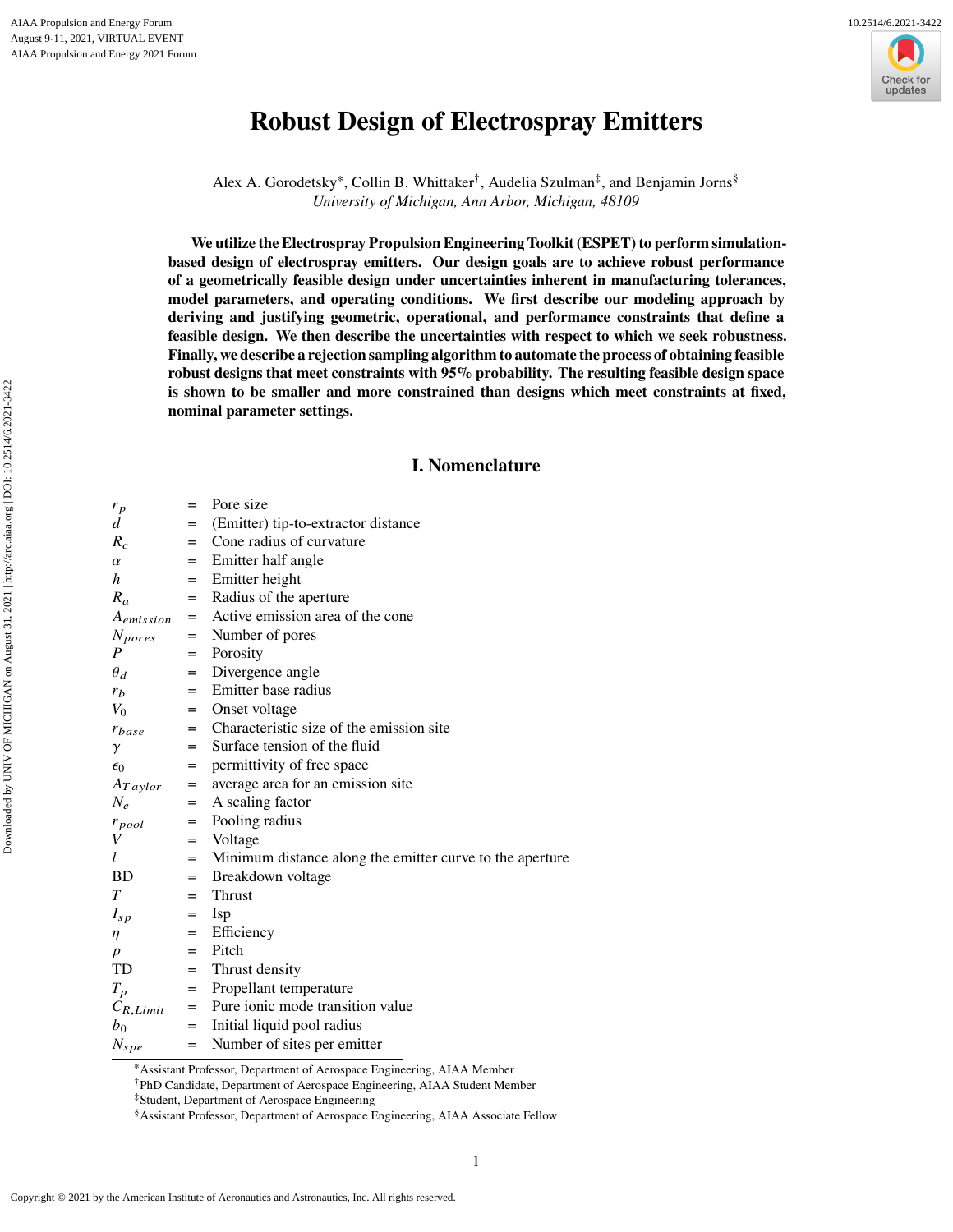# Robust Design of Electrospray Emitters

Alex A. Gorodetsky*, Collin B. Whittaker†, Audelia Szulman‡, and Benjamin Jorns§

*University of Michigan, Ann Arbor, Michigan, 48109*

**We utilize the Electrospray Propulsion Engineering Toolkit (ESPET) to perform simulation-based design of electrospray emitters. Our design goals are to achieve robust performance of a geometrically feasible design under uncertainties inherent in manufacturing tolerances, model parameters, and operating conditions. We first describe our modeling approach by deriving and justifying geometric, operational, and performance constraints that define a feasible design. We then describe the uncertainties with respect to which we seek robustness. Finally, we describe a rejection sampling algorithm to automate the process of obtaining feasible robust designs that meet constraints with 95% probability. The resulting feasible design space is shown to be smaller and more constrained than designs which meet constraints at fixed, nominal parameter settings.**

## I. Nomenclature

| | | |
|---|---|---|
| $r_p$ | = | Pore size |
| $d$ | = | (Emitter) tip-to-extractor distance |
| $R_c$ | = | Cone radius of curvature |
| $\alpha$ | = | Emitter half angle |
| $h$ | = | Emitter height |
| $R_a$ | = | Radius of the aperture |
| $A_{emission}$ | = | Active emission area of the cone |
| $N_{pores}$ | = | Number of pores |
| $P$ | = | Porosity |
| $\theta_d$ | = | Divergence angle |
| $r_b$ | = | Emitter base radius |
| $V_0$ | = | Onset voltage |
| $r_{base}$ | = | Characteristic size of the emission site |
| $\gamma$ | = | Surface tension of the fluid |
| $\epsilon_0$ | = | permittivity of free space |
| $A_{Taylor}$ | = | average area for an emission site |
| $N_e$ | = | A scaling factor |
| $r_{pool}$ | = | Pooling radius |
| $V$ | = | Voltage |
| $l$ | = | Minimum distance along the emitter curve to the aperture |
| BD | = | Breakdown voltage |
| $T$ | = | Thrust |
| $I_{sp}$ | = | Isp |
| $\eta$ | = | Efficiency |
| $p$ | = | Pitch |
| TD | = | Thrust density |
| $T_p$ | = | Propellant temperature |
| $C_{R,Limit}$ | = | Pure ionic mode transition value |
| $b_0$ | = | Initial liquid pool radius |
| $N_{spe}$ | = | Number of sites per emitter |

*Assistant Professor, Department of Aerospace Engineering, AIAA Member

†PhD Candidate, Department of Aerospace Engineering, AIAA Student Member

‡Student, Department of Aerospace Engineering

§Assistant Professor, Department of Aerospace Engineering, AIAA Associate Fellow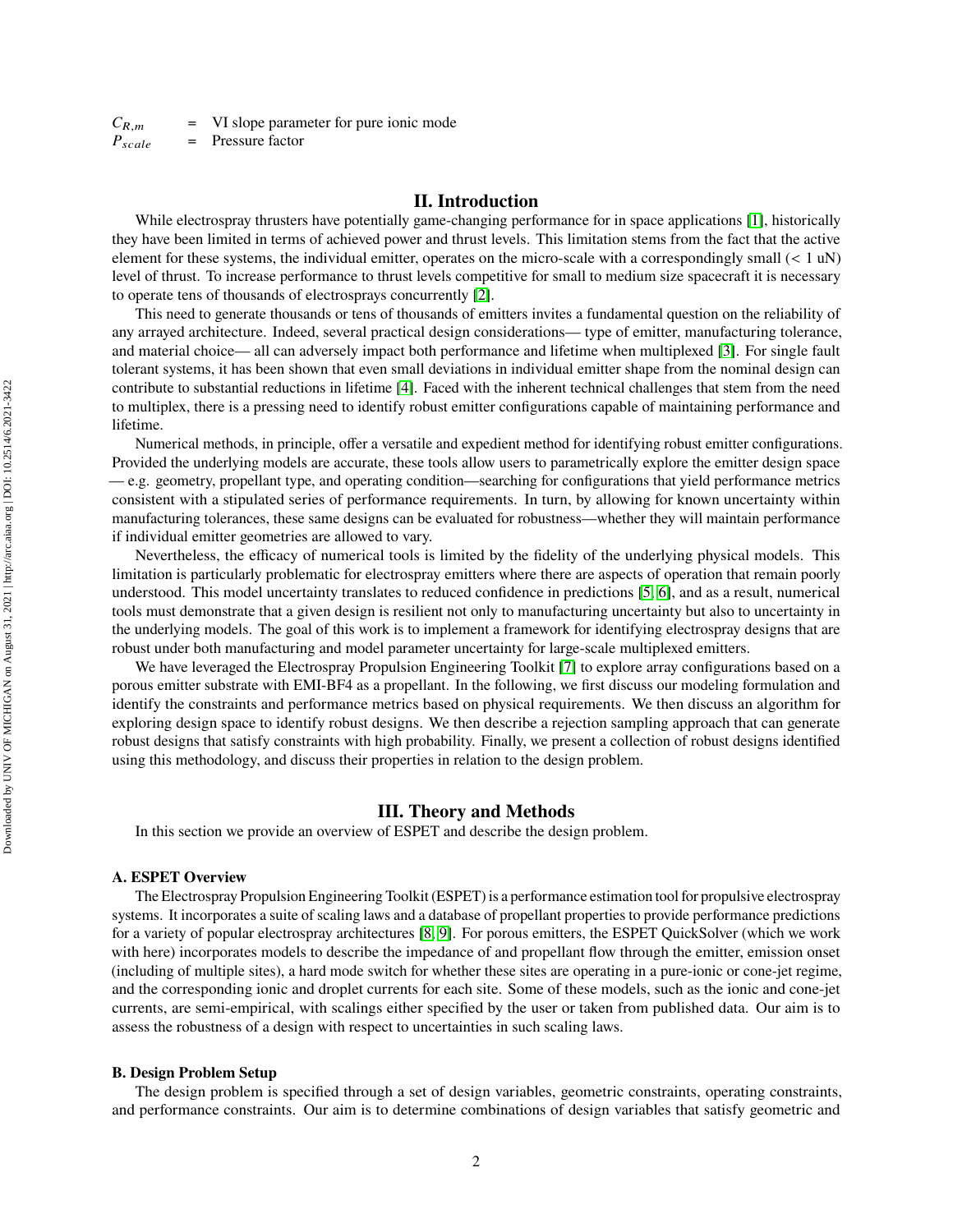$C_{R,m}$ = VI slope parameter for pure ionic mode
$P_{scale}$ = Pressure factor

## II. Introduction

While electrospray thrusters have potentially game-changing performance for in space applications [1], historically they have been limited in terms of achieved power and thrust levels. This limitation stems from the fact that the active element for these systems, the individual emitter, operates on the micro-scale with a correspondingly small (< 1 uN) level of thrust. To increase performance to thrust levels competitive for small to medium size spacecraft it is necessary to operate tens of thousands of electrosprays concurrently [2].

This need to generate thousands or tens of thousands of emitters invites a fundamental question on the reliability of any arrayed architecture. Indeed, several practical design considerations— type of emitter, manufacturing tolerance, and material choice— all can adversely impact both performance and lifetime when multiplexed [3]. For single fault tolerant systems, it has been shown that even small deviations in individual emitter shape from the nominal design can contribute to substantial reductions in lifetime [4]. Faced with the inherent technical challenges that stem from the need to multiplex, there is a pressing need to identify robust emitter configurations capable of maintaining performance and lifetime.

Numerical methods, in principle, offer a versatile and expedient method for identifying robust emitter configurations. Provided the underlying models are accurate, these tools allow users to parametrically explore the emitter design space — e.g. geometry, propellant type, and operating condition—searching for configurations that yield performance metrics consistent with a stipulated series of performance requirements. In turn, by allowing for known uncertainty within manufacturing tolerances, these same designs can be evaluated for robustness—whether they will maintain performance if individual emitter geometries are allowed to vary.

Nevertheless, the efficacy of numerical tools is limited by the fidelity of the underlying physical models. This limitation is particularly problematic for electrospray emitters where there are aspects of operation that remain poorly understood. This model uncertainty translates to reduced confidence in predictions [5, 6], and as a result, numerical tools must demonstrate that a given design is resilient not only to manufacturing uncertainty but also to uncertainty in the underlying models. The goal of this work is to implement a framework for identifying electrospray designs that are robust under both manufacturing and model parameter uncertainty for large-scale multiplexed emitters.

We have leveraged the Electrospray Propulsion Engineering Toolkit [7] to explore array configurations based on a porous emitter substrate with EMI-BF4 as a propellant. In the following, we first discuss our modeling formulation and identify the constraints and performance metrics based on physical requirements. We then discuss an algorithm for exploring design space to identify robust designs. We then describe a rejection sampling approach that can generate robust designs that satisfy constraints with high probability. Finally, we present a collection of robust designs identified using this methodology, and discuss their properties in relation to the design problem.

## III. Theory and Methods

In this section we provide an overview of ESPET and describe the design problem.

### A. ESPET Overview

The Electrospray Propulsion Engineering Toolkit (ESPET) is a performance estimation tool for propulsive electrospray systems. It incorporates a suite of scaling laws and a database of propellant properties to provide performance predictions for a variety of popular electrospray architectures [8, 9]. For porous emitters, the ESPET QuickSolver (which we work with here) incorporates models to describe the impedance of and propellant flow through the emitter, emission onset (including of multiple sites), a hard mode switch for whether these sites are operating in a pure-ionic or cone-jet regime, and the corresponding ionic and droplet currents for each site. Some of these models, such as the ionic and cone-jet currents, are semi-empirical, with scalings either specified by the user or taken from published data. Our aim is to assess the robustness of a design with respect to uncertainties in such scaling laws.

### B. Design Problem Setup

The design problem is specified through a set of design variables, geometric constraints, operating constraints, and performance constraints. Our aim is to determine combinations of design variables that satisfy geometric and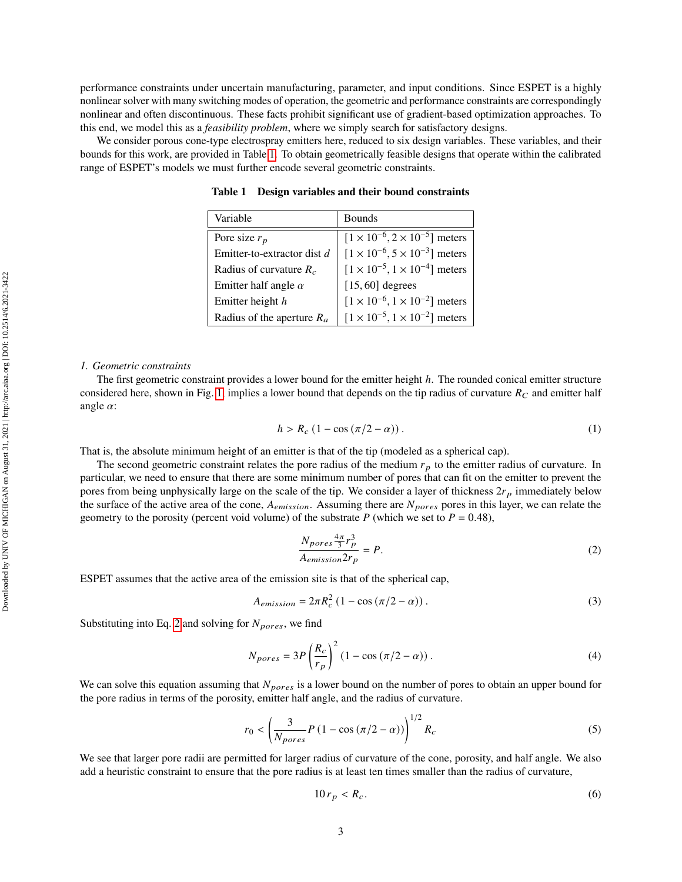performance constraints under uncertain manufacturing, parameter, and input conditions. Since ESPET is a highly nonlinear solver with many switching modes of operation, the geometric and performance constraints are correspondingly nonlinear and often discontinuous. These facts prohibit significant use of gradient-based optimization approaches. To this end, we model this as a *feasibility problem*, where we simply search for satisfactory designs.

We consider porous cone-type electrospray emitters here, reduced to six design variables. These variables, and their bounds for this work, are provided in Table 1. To obtain geometrically feasible designs that operate within the calibrated range of ESPET's models we must further encode several geometric constraints.

**Table 1 Design variables and their bound constraints**

| Variable | Bounds |
|---|---|
| Pore size $r_p$ | $[1 \times 10^{-6}, 2 \times 10^{-5}]$ meters |
| Emitter-to-extractor dist $d$ | $[1 \times 10^{-6}, 5 \times 10^{-3}]$ meters |
| Radius of curvature $R_c$ | $[1 \times 10^{-5}, 1 \times 10^{-4}]$ meters |
| Emitter half angle $\alpha$ | $[15, 60]$ degrees |
| Emitter height $h$ | $[1 \times 10^{-6}, 1 \times 10^{-2}]$ meters |
| Radius of the aperture $R_a$ | $[1 \times 10^{-5}, 1 \times 10^{-2}]$ meters |

### *1. Geometric constraints*

The first geometric constraint provides a lower bound for the emitter height $h$. The rounded conical emitter structure considered here, shown in Fig. 1, implies a lower bound that depends on the tip radius of curvature $R_C$ and emitter half angle $\alpha$:

$$h > R_c \left(1 - \cos\left(\pi/2 - \alpha\right)\right). \tag{1}$$

That is, the absolute minimum height of an emitter is that of the tip (modeled as a spherical cap).

The second geometric constraint relates the pore radius of the medium $r_p$ to the emitter radius of curvature. In particular, we need to ensure that there are some minimum number of pores that can fit on the emitter to prevent the pores from being unphysically large on the scale of the tip. We consider a layer of thickness $2r_p$ immediately below the surface of the active area of the cone, $A_{emission}$. Assuming there are $N_{pores}$ pores in this layer, we can relate the geometry to the porosity (percent void volume) of the substrate $P$ (which we set to $P = 0.48$),

$$\frac{N_{pores}\frac{4\pi}{3}r_p^3}{A_{emission}2r_p} = P. \tag{2}$$

ESPET assumes that the active area of the emission site is that of the spherical cap,

$$A_{emission} = 2\pi R_c^2 \left(1 - \cos\left(\pi/2 - \alpha\right)\right). \tag{3}$$

Substituting into Eq. 2 and solving for $N_{pores}$, we find

$$N_{pores} = 3P\left(\frac{R_c}{r_p}\right)^2 \left(1 - \cos\left(\pi/2 - \alpha\right)\right). \tag{4}$$

We can solve this equation assuming that $N_{pores}$ is a lower bound on the number of pores to obtain an upper bound for the pore radius in terms of the porosity, emitter half angle, and the radius of curvature.

$$r_0 < \left(\frac{3}{N_{pores}}P\left(1 - \cos\left(\pi/2 - \alpha\right)\right)\right)^{1/2} R_c \tag{5}$$

We see that larger pore radii are permitted for larger radius of curvature of the cone, porosity, and half angle. We also add a heuristic constraint to ensure that the pore radius is at least ten times smaller than the radius of curvature,

$$10\, r_p < R_c. \tag{6}$$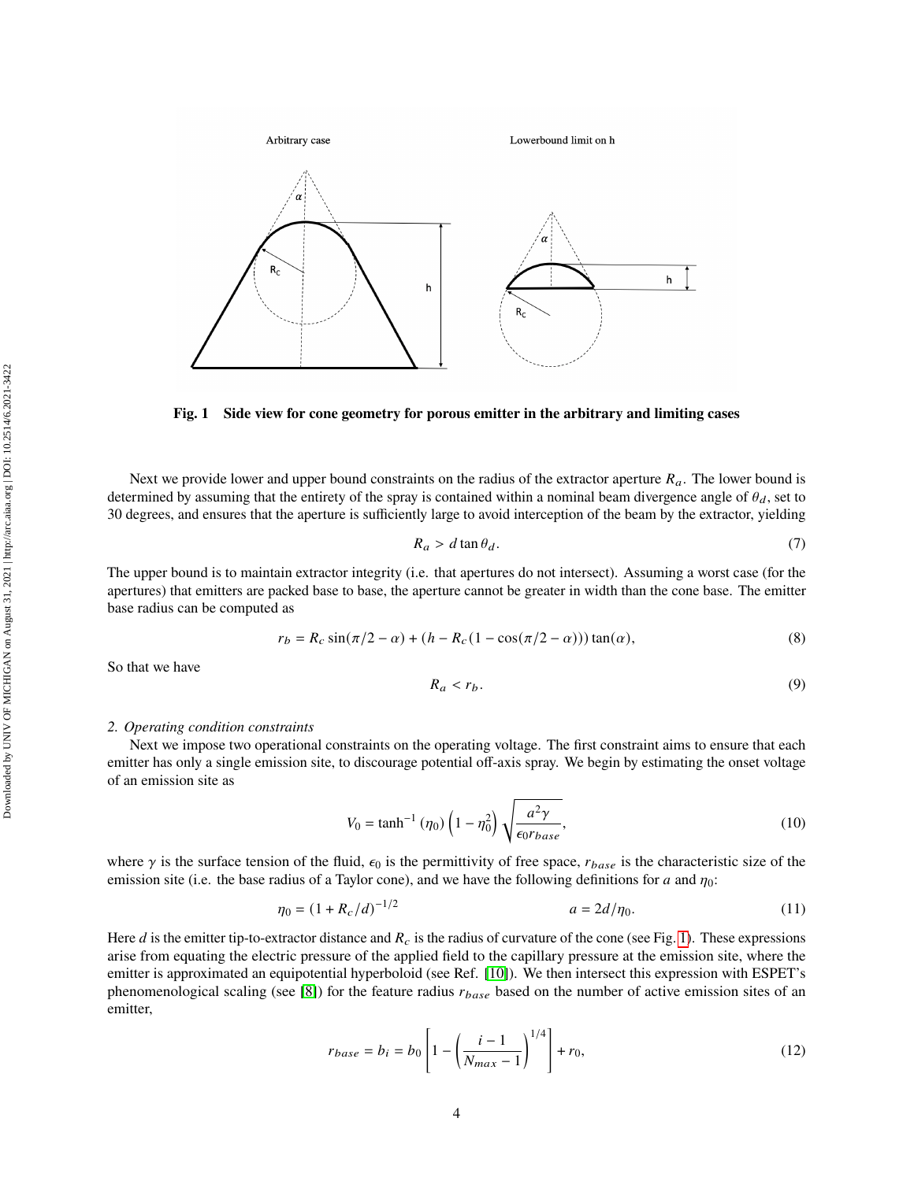**Fig. 1 Side view for cone geometry for porous emitter in the arbitrary and limiting cases**

Next we provide lower and upper bound constraints on the radius of the extractor aperture $R_a$. The lower bound is determined by assuming that the entirety of the spray is contained within a nominal beam divergence angle of $\theta_d$, set to 30 degrees, and ensures that the aperture is sufficiently large to avoid interception of the beam by the extractor, yielding

$$R_a > d \tan \theta_d. \tag{7}$$

The upper bound is to maintain extractor integrity (i.e. that apertures do not intersect). Assuming a worst case (for the apertures) that emitters are packed base to base, the aperture cannot be greater in width than the cone base. The emitter base radius can be computed as

$$r_b = R_c \sin(\pi/2 - \alpha) + (h - R_c(1 - \cos(\pi/2 - \alpha))) \tan(\alpha), \tag{8}$$

So that we have

$$R_a < r_b. \tag{9}$$

*2. Operating condition constraints*

Next we impose two operational constraints on the operating voltage. The first constraint aims to ensure that each emitter has only a single emission site, to discourage potential off-axis spray. We begin by estimating the onset voltage of an emission site as

$$V_0 = \tanh^{-1}(\eta_0)\left(1 - \eta_0^2\right)\sqrt{\frac{a^2\gamma}{\epsilon_0 r_{base}}}, \tag{10}$$

where $\gamma$ is the surface tension of the fluid, $\epsilon_0$ is the permittivity of free space, $r_{base}$ is the characteristic size of the emission site (i.e. the base radius of a Taylor cone), and we have the following definitions for $a$ and $\eta_0$:

$$\eta_0 = (1 + R_c/d)^{-1/2} \qquad\qquad a = 2d/\eta_0. \tag{11}$$

Here $d$ is the emitter tip-to-extractor distance and $R_c$ is the radius of curvature of the cone (see Fig. 1). These expressions arise from equating the electric pressure of the applied field to the capillary pressure at the emission site, where the emitter is approximated an equipotential hyperboloid (see Ref. [10]). We then intersect this expression with ESPET's phenomenological scaling (see [8]) for the feature radius $r_{base}$ based on the number of active emission sites of an emitter,

$$r_{base} = b_i = b_0\left[1 - \left(\frac{i-1}{N_{max}-1}\right)^{1/4}\right] + r_0, \tag{12}$$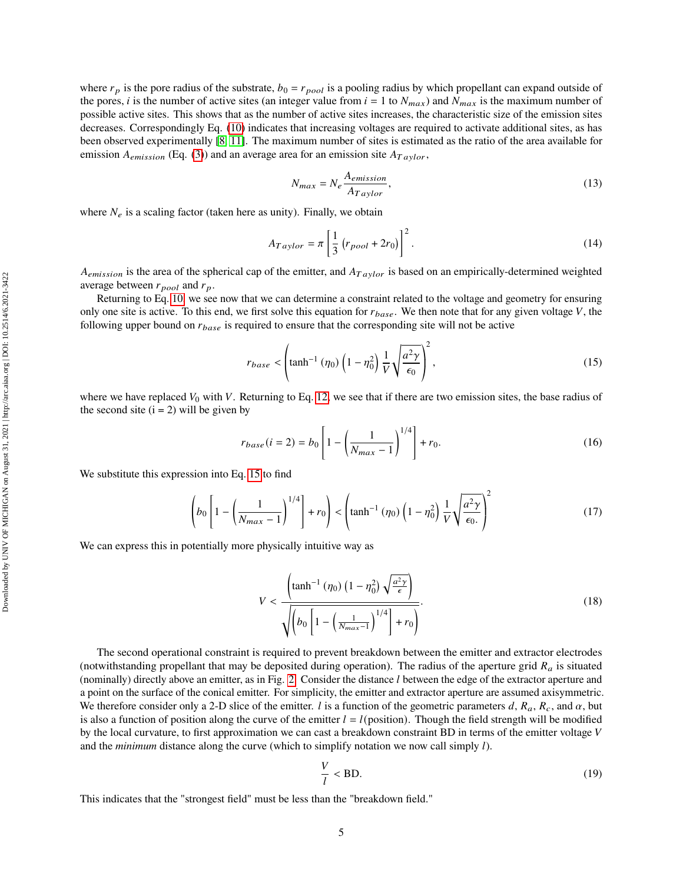where $r_p$ is the pore radius of the substrate, $b_0 = r_{pool}$ is a pooling radius by which propellant can expand outside of the pores, $i$ is the number of active sites (an integer value from $i = 1$ to $N_{max}$) and $N_{max}$ is the maximum number of possible active sites. This shows that as the number of active sites increases, the characteristic size of the emission sites decreases. Correspondingly Eq. (10) indicates that increasing voltages are required to activate additional sites, as has been observed experimentally [8, 11]. The maximum number of sites is estimated as the ratio of the area available for emission $A_{emission}$ (Eq. (3)) and an average area for an emission site $A_{Taylor}$,

$$N_{max} = N_e \frac{A_{emission}}{A_{Taylor}}, \tag{13}$$

where $N_e$ is a scaling factor (taken here as unity). Finally, we obtain

$$A_{Taylor} = \pi \left[ \frac{1}{3} \left( r_{pool} + 2r_0 \right) \right]^2. \tag{14}$$

$A_{emission}$ is the area of the spherical cap of the emitter, and $A_{Taylor}$ is based on an empirically-determined weighted average between $r_{pool}$ and $r_p$.

Returning to Eq. 10, we see now that we can determine a constraint related to the voltage and geometry for ensuring only one site is active. To this end, we first solve this equation for $r_{base}$. We then note that for any given voltage $V$, the following upper bound on $r_{base}$ is required to ensure that the corresponding site will not be active

$$r_{base} < \left( \tanh^{-1}(\eta_0) \left( 1 - \eta_0^2 \right) \frac{1}{V} \sqrt{\frac{a^2 \gamma}{\epsilon_0}} \right)^2, \tag{15}$$

where we have replaced $V_0$ with $V$. Returning to Eq. 12, we see that if there are two emission sites, the base radius of the second site (i = 2) will be given by

$$r_{base}(i = 2) = b_0 \left[ 1 - \left( \frac{1}{N_{max} - 1} \right)^{1/4} \right] + r_0. \tag{16}$$

We substitute this expression into Eq. 15 to find

$$\left( b_0 \left[ 1 - \left( \frac{1}{N_{max} - 1} \right)^{1/4} \right] + r_0 \right) < \left( \tanh^{-1}(\eta_0) \left( 1 - \eta_0^2 \right) \frac{1}{V} \sqrt{\frac{a^2 \gamma}{\epsilon_0.}} \right)^2 \tag{17}$$

We can express this in potentially more physically intuitive way as

$$V < \frac{\left( \tanh^{-1}(\eta_0) \left( 1 - \eta_0^2 \right) \sqrt{\frac{a^2 \gamma}{\epsilon}} \right)}{\sqrt{\left( b_0 \left[ 1 - \left( \frac{1}{N_{max} - 1} \right)^{1/4} \right] + r_0 \right)}}. \tag{18}$$

The second operational constraint is required to prevent breakdown between the emitter and extractor electrodes (notwithstanding propellant that may be deposited during operation). The radius of the aperture grid $R_a$ is situated (nominally) directly above an emitter, as in Fig. 2. Consider the distance $l$ between the edge of the extractor aperture and a point on the surface of the conical emitter. For simplicity, the emitter and extractor aperture are assumed axisymmetric. We therefore consider only a 2-D slice of the emitter. $l$ is a function of the geometric parameters $d$, $R_a$, $R_c$, and $\alpha$, but is also a function of position along the curve of the emitter $l = l(\text{position})$. Though the field strength will be modified by the local curvature, to first approximation we can cast a breakdown constraint BD in terms of the emitter voltage $V$ and the *minimum* distance along the curve (which to simplify notation we now call simply $l$).

$$\frac{V}{l} < \text{BD}. \tag{19}$$

This indicates that the "strongest field" must be less than the "breakdown field."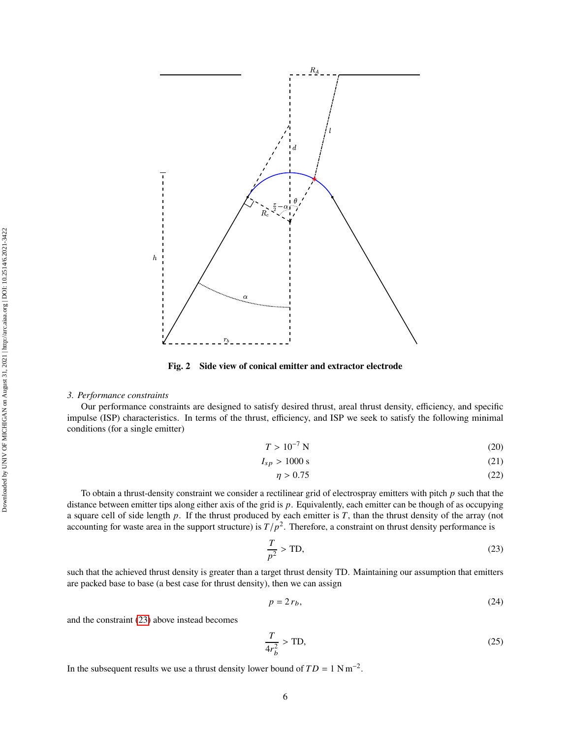Fig. 2 Side view of conical emitter and extractor electrode

*3. Performance constraints*

Our performance constraints are designed to satisfy desired thrust, areal thrust density, efficiency, and specific impulse (ISP) characteristics. In terms of the thrust, efficiency, and ISP we seek to satisfy the following minimal conditions (for a single emitter)

$$T > 10^{-7}\ \text{N} \tag{20}$$

$$I_{sp} > 1000\ \text{s} \tag{21}$$

$$\eta > 0.75 \tag{22}$$

To obtain a thrust-density constraint we consider a rectilinear grid of electrospray emitters with pitch $p$ such that the distance between emitter tips along either axis of the grid is $p$. Equivalently, each emitter can be though of as occupying a square cell of side length $p$. If the thrust produced by each emitter is $T$, than the thrust density of the array (not accounting for waste area in the support structure) is $T/p^2$. Therefore, a constraint on thrust density performance is

$$\frac{T}{p^2} > \text{TD}, \tag{23}$$

such that the achieved thrust density is greater than a target thrust density TD. Maintaining our assumption that emitters are packed base to base (a best case for thrust density), then we can assign

$$p = 2\,r_b, \tag{24}$$

and the constraint (23) above instead becomes

$$\frac{T}{4r_b^2} > \text{TD}, \tag{25}$$

In the subsequent results we use a thrust density lower bound of $TD = 1\ \text{N}\,\text{m}^{-2}$.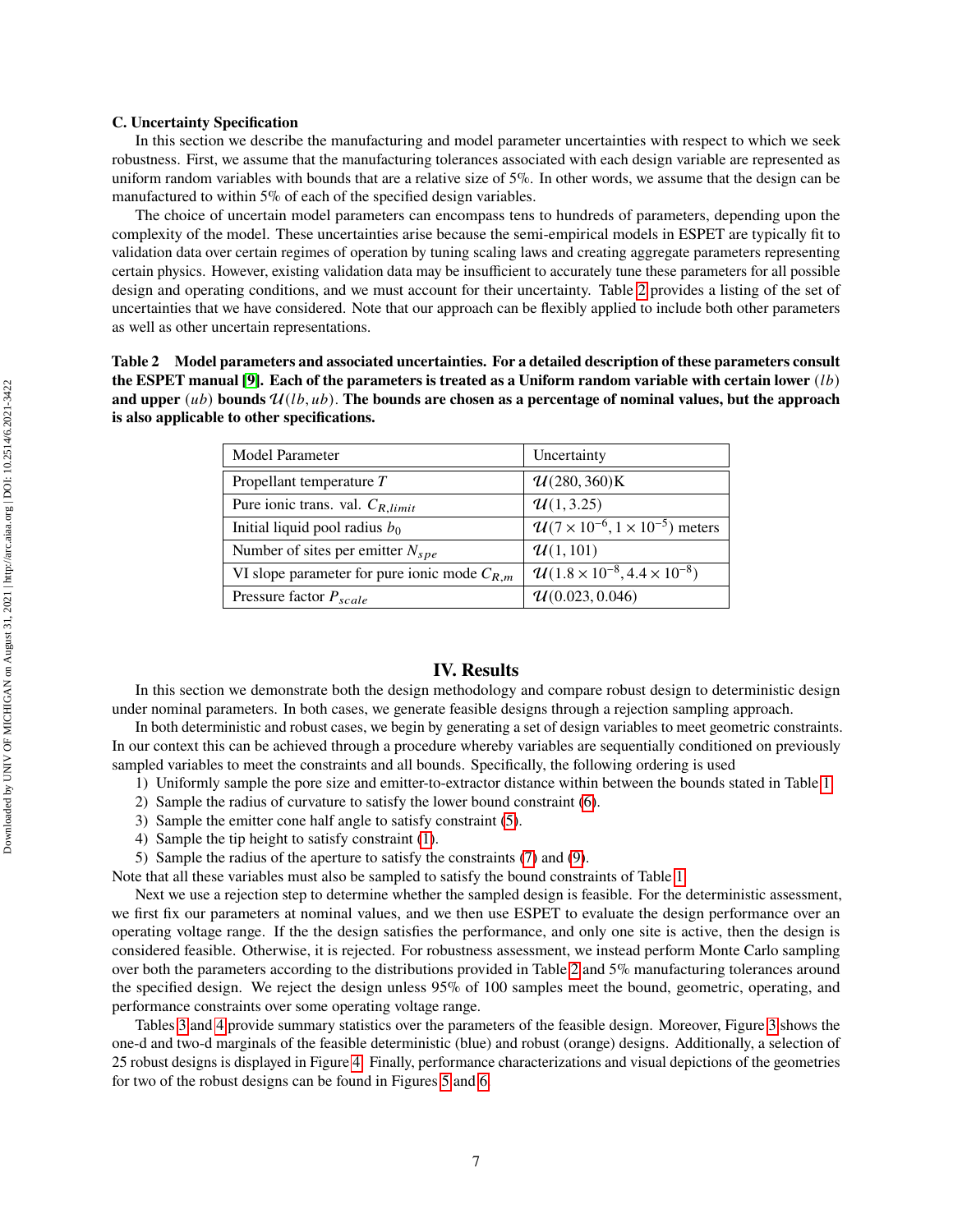### C. Uncertainty Specification

In this section we describe the manufacturing and model parameter uncertainties with respect to which we seek robustness. First, we assume that the manufacturing tolerances associated with each design variable are represented as uniform random variables with bounds that are a relative size of 5%. In other words, we assume that the design can be manufactured to within 5% of each of the specified design variables.

The choice of uncertain model parameters can encompass tens to hundreds of parameters, depending upon the complexity of the model. These uncertainties arise because the semi-empirical models in ESPET are typically fit to validation data over certain regimes of operation by tuning scaling laws and creating aggregate parameters representing certain physics. However, existing validation data may be insufficient to accurately tune these parameters for all possible design and operating conditions, and we must account for their uncertainty. Table 2 provides a listing of the set of uncertainties that we have considered. Note that our approach can be flexibly applied to include both other parameters as well as other uncertain representations.

**Table 2 Model parameters and associated uncertainties. For a detailed description of these parameters consult the ESPET manual [9]. Each of the parameters is treated as a Uniform random variable with certain lower $(lb)$ and upper $(ub)$ bounds $\mathcal{U}(lb, ub)$. The bounds are chosen as a percentage of nominal values, but the approach is also applicable to other specifications.**

| Model Parameter | Uncertainty |
|---|---|
| Propellant temperature $T$ | $\mathcal{U}(280, 360)$K |
| Pure ionic trans. val. $C_{R,limit}$ | $\mathcal{U}(1, 3.25)$ |
| Initial liquid pool radius $b_0$ | $\mathcal{U}(7 \times 10^{-6}, 1 \times 10^{-5})$ meters |
| Number of sites per emitter $N_{spe}$ | $\mathcal{U}(1, 101)$ |
| VI slope parameter for pure ionic mode $C_{R,m}$ | $\mathcal{U}(1.8 \times 10^{-8}, 4.4 \times 10^{-8})$ |
| Pressure factor $P_{scale}$ | $\mathcal{U}(0.023, 0.046)$ |

## IV. Results

In this section we demonstrate both the design methodology and compare robust design to deterministic design under nominal parameters. In both cases, we generate feasible designs through a rejection sampling approach.

In both deterministic and robust cases, we begin by generating a set of design variables to meet geometric constraints. In our context this can be achieved through a procedure whereby variables are sequentially conditioned on previously sampled variables to meet the constraints and all bounds. Specifically, the following ordering is used

1) Uniformly sample the pore size and emitter-to-extractor distance within between the bounds stated in Table 1
2) Sample the radius of curvature to satisfy the lower bound constraint (6).
3) Sample the emitter cone half angle to satisfy constraint (5).
4) Sample the tip height to satisfy constraint (1).
5) Sample the radius of the aperture to satisfy the constraints (7) and (9).

Note that all these variables must also be sampled to satisfy the bound constraints of Table 1

Next we use a rejection step to determine whether the sampled design is feasible. For the deterministic assessment, we first fix our parameters at nominal values, and we then use ESPET to evaluate the design performance over an operating voltage range. If the the design satisfies the performance, and only one site is active, then the design is considered feasible. Otherwise, it is rejected. For robustness assessment, we instead perform Monte Carlo sampling over both the parameters according to the distributions provided in Table 2 and 5% manufacturing tolerances around the specified design. We reject the design unless 95% of 100 samples meet the bound, geometric, operating, and performance constraints over some operating voltage range.

Tables 3 and 4 provide summary statistics over the parameters of the feasible design. Moreover, Figure 3 shows the one-d and two-d marginals of the feasible deterministic (blue) and robust (orange) designs. Additionally, a selection of 25 robust designs is displayed in Figure 4. Finally, performance characterizations and visual depictions of the geometries for two of the robust designs can be found in Figures 5 and 6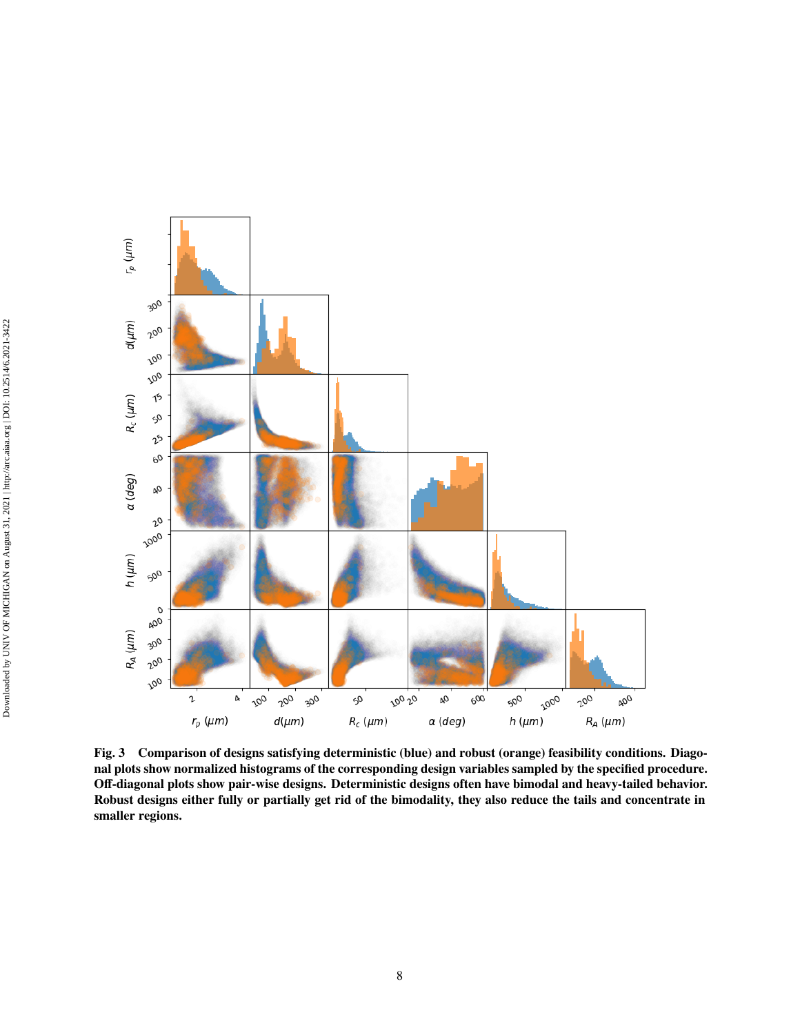**Fig. 3 Comparison of designs satisfying deterministic (blue) and robust (orange) feasibility conditions. Diagonal plots show normalized histograms of the corresponding design variables sampled by the specified procedure. Off-diagonal plots show pair-wise designs. Deterministic designs often have bimodal and heavy-tailed behavior. Robust designs either fully or partially get rid of the bimodality, they also reduce the tails and concentrate in smaller regions.**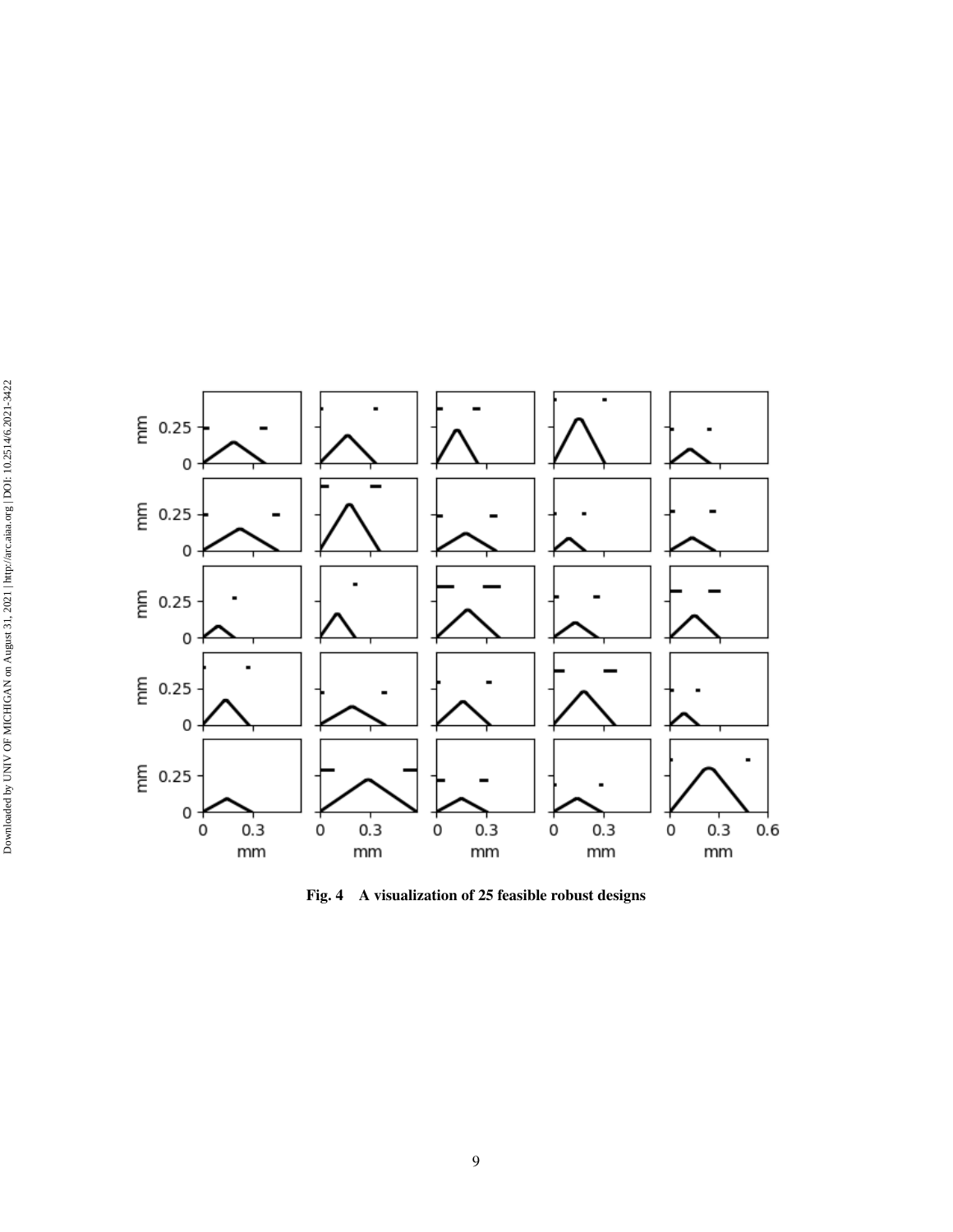Fig. 4 A visualization of 25 feasible robust designs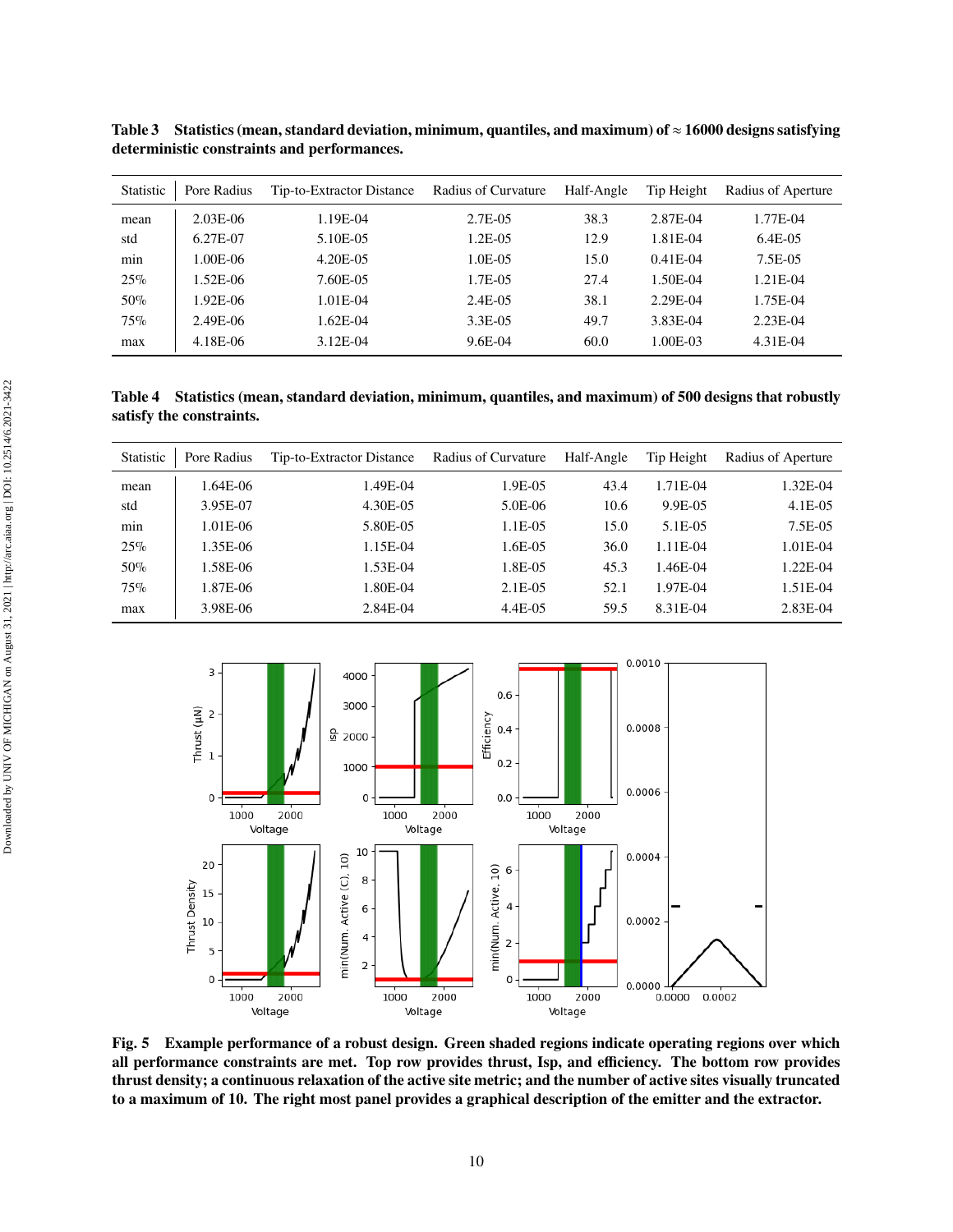**Table 3 Statistics (mean, standard deviation, minimum, quantiles, and maximum) of ≈ 16000 designs satisfying deterministic constraints and performances.**

| Statistic | Pore Radius | Tip-to-Extractor Distance | Radius of Curvature | Half-Angle | Tip Height | Radius of Aperture |
|---|---|---|---|---|---|---|
| mean | 2.03E-06 | 1.19E-04 | 2.7E-05 | 38.3 | 2.87E-04 | 1.77E-04 |
| std | 6.27E-07 | 5.10E-05 | 1.2E-05 | 12.9 | 1.81E-04 | 6.4E-05 |
| min | 1.00E-06 | 4.20E-05 | 1.0E-05 | 15.0 | 0.41E-04 | 7.5E-05 |
| 25% | 1.52E-06 | 7.60E-05 | 1.7E-05 | 27.4 | 1.50E-04 | 1.21E-04 |
| 50% | 1.92E-06 | 1.01E-04 | 2.4E-05 | 38.1 | 2.29E-04 | 1.75E-04 |
| 75% | 2.49E-06 | 1.62E-04 | 3.3E-05 | 49.7 | 3.83E-04 | 2.23E-04 |
| max | 4.18E-06 | 3.12E-04 | 9.6E-04 | 60.0 | 1.00E-03 | 4.31E-04 |

**Table 4 Statistics (mean, standard deviation, minimum, quantiles, and maximum) of 500 designs that robustly satisfy the constraints.**

| Statistic | Pore Radius | Tip-to-Extractor Distance | Radius of Curvature | Half-Angle | Tip Height | Radius of Aperture |
|---|---|---|---|---|---|---|
| mean | 1.64E-06 | 1.49E-04 | 1.9E-05 | 43.4 | 1.71E-04 | 1.32E-04 |
| std | 3.95E-07 | 4.30E-05 | 5.0E-06 | 10.6 | 9.9E-05 | 4.1E-05 |
| min | 1.01E-06 | 5.80E-05 | 1.1E-05 | 15.0 | 5.1E-05 | 7.5E-05 |
| 25% | 1.35E-06 | 1.15E-04 | 1.6E-05 | 36.0 | 1.11E-04 | 1.01E-04 |
| 50% | 1.58E-06 | 1.53E-04 | 1.8E-05 | 45.3 | 1.46E-04 | 1.22E-04 |
| 75% | 1.87E-06 | 1.80E-04 | 2.1E-05 | 52.1 | 1.97E-04 | 1.51E-04 |
| max | 3.98E-06 | 2.84E-04 | 4.4E-05 | 59.5 | 8.31E-04 | 2.83E-04 |

**Fig. 5 Example performance of a robust design. Green shaded regions indicate operating regions over which all performance constraints are met. Top row provides thrust, Isp, and efficiency. The bottom row provides thrust density; a continuous relaxation of the active site metric; and the number of active sites visually truncated to a maximum of 10. The right most panel provides a graphical description of the emitter and the extractor.**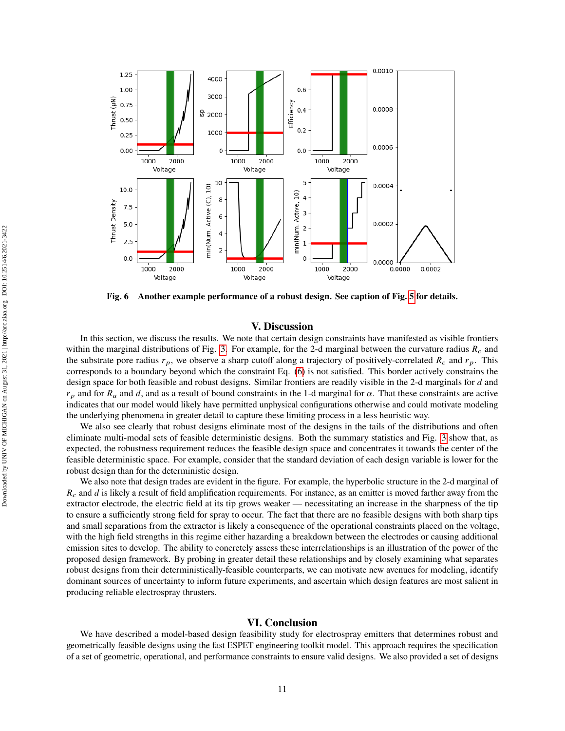**Fig. 6 Another example performance of a robust design. See caption of Fig. 5 for details.**

## V. Discussion

In this section, we discuss the results. We note that certain design constraints have manifested as visible frontiers within the marginal distributions of Fig. 3. For example, for the 2-d marginal between the curvature radius $R_c$ and the substrate pore radius $r_p$, we observe a sharp cutoff along a trajectory of positively-correlated $R_c$ and $r_p$. This corresponds to a boundary beyond which the constraint Eq. (6) is not satisfied. This border actively constrains the design space for both feasible and robust designs. Similar frontiers are readily visible in the 2-d marginals for $d$ and $r_p$ and for $R_a$ and $d$, and as a result of bound constraints in the 1-d marginal for $\alpha$. That these constraints are active indicates that our model would likely have permitted unphysical configurations otherwise and could motivate modeling the underlying phenomena in greater detail to capture these limiting process in a less heuristic way.

We also see clearly that robust designs eliminate most of the designs in the tails of the distributions and often eliminate multi-modal sets of feasible deterministic designs. Both the summary statistics and Fig. 3 show that, as expected, the robustness requirement reduces the feasible design space and concentrates it towards the center of the feasible deterministic space. For example, consider that the standard deviation of each design variable is lower for the robust design than for the deterministic design.

We also note that design trades are evident in the figure. For example, the hyperbolic structure in the 2-d marginal of $R_c$ and $d$ is likely a result of field amplification requirements. For instance, as an emitter is moved farther away from the extractor electrode, the electric field at its tip grows weaker — necessitating an increase in the sharpness of the tip to ensure a sufficiently strong field for spray to occur. The fact that there are no feasible designs with both sharp tips and small separations from the extractor is likely a consequence of the operational constraints placed on the voltage, with the high field strengths in this regime either hazarding a breakdown between the electrodes or causing additional emission sites to develop. The ability to concretely assess these interrelationships is an illustration of the power of the proposed design framework. By probing in greater detail these relationships and by closely examining what separates robust designs from their deterministically-feasible counterparts, we can motivate new avenues for modeling, identify dominant sources of uncertainty to inform future experiments, and ascertain which design features are most salient in producing reliable electrospray thrusters.

## VI. Conclusion

We have described a model-based design feasibility study for electrospray emitters that determines robust and geometrically feasible designs using the fast ESPET engineering toolkit model. This approach requires the specification of a set of geometric, operational, and performance constraints to ensure valid designs. We also provided a set of designs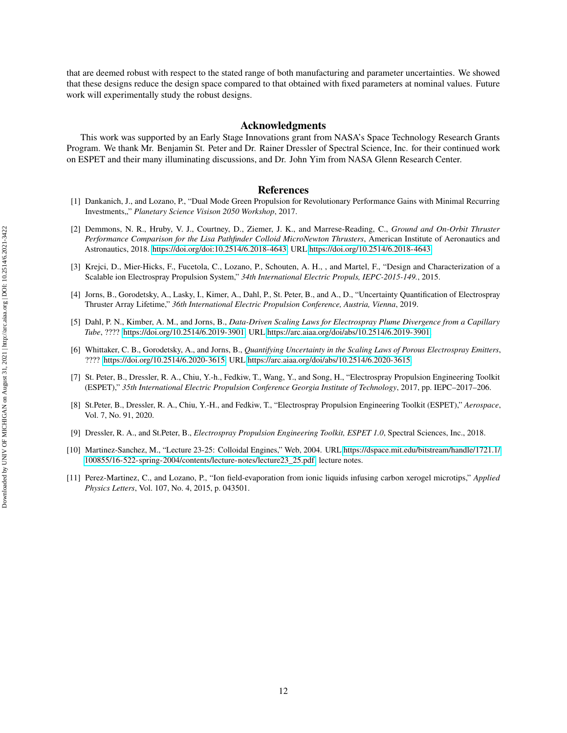that are deemed robust with respect to the stated range of both manufacturing and parameter uncertainties. We showed that these designs reduce the design space compared to that obtained with fixed parameters at nominal values. Future work will experimentally study the robust designs.

## Acknowledgments

This work was supported by an Early Stage Innovations grant from NASA's Space Technology Research Grants Program. We thank Mr. Benjamin St. Peter and Dr. Rainer Dressler of Spectral Science, Inc. for their continued work on ESPET and their many illuminating discussions, and Dr. John Yim from NASA Glenn Research Center.

## References

[1] Dankanich, J., and Lozano, P., "Dual Mode Green Propulsion for Revolutionary Performance Gains with Minimal Recurring Investments,," *Planetary Science Visison 2050 Workshop*, 2017.

[2] Demmons, N. R., Hruby, V. J., Courtney, D., Ziemer, J. K., and Marrese-Reading, C., *Ground and On-Orbit Thruster Performance Comparison for the Lisa Pathfinder Colloid MicroNewton Thrusters*, American Institute of Aeronautics and Astronautics, 2018. https://doi.org/doi:10.2514/6.2018-4643, URL https://doi.org/10.2514/6.2018-4643.

[3] Krejci, D., Mier-Hicks, F., Fucetola, C., Lozano, P., Schouten, A. H., , and Martel, F., "Design and Characterization of a Scalable ion Electrospray Propulsion System," *34th International Electric Propuls, IEPC-2015-149.*, 2015.

[4] Jorns, B., Gorodetsky, A., Lasky, I., Kimer, A., Dahl, P., St. Peter, B., and A., D., "Uncertainty Quantification of Electrospray Thruster Array Lifetime," *36th International Electric Propulsion Conference, Austria, Vienna*, 2019.

[5] Dahl, P. N., Kimber, A. M., and Jorns, B., *Data-Driven Scaling Laws for Electrospray Plume Divergence from a Capillary Tube*, ???? https://doi.org/10.2514/6.2019-3901, URL https://arc.aiaa.org/doi/abs/10.2514/6.2019-3901.

[6] Whittaker, C. B., Gorodetsky, A., and Jorns, B., *Quantifying Uncertainty in the Scaling Laws of Porous Electrospray Emitters*, ???? https://doi.org/10.2514/6.2020-3615, URL https://arc.aiaa.org/doi/abs/10.2514/6.2020-3615.

[7] St. Peter, B., Dressler, R. A., Chiu, Y.-h., Fedkiw, T., Wang, Y., and Song, H., "Electrospray Propulsion Engineering Toolkit (ESPET)," *35th International Electric Propulsion Conference Georgia Institute of Technology*, 2017, pp. IEPC–2017–206.

[8] St.Peter, B., Dressler, R. A., Chiu, Y.-H., and Fedkiw, T., "Electrospray Propulsion Engineering Toolkit (ESPET)," *Aerospace*, Vol. 7, No. 91, 2020.

[9] Dressler, R. A., and St.Peter, B., *Electrospray Propulsion Engineering Toolkit, ESPET 1.0*, Spectral Sciences, Inc., 2018.

[10] Martinez-Sanchez, M., "Lecture 23-25: Colloidal Engines," Web, 2004. URL https://dspace.mit.edu/bitstream/handle/1721.1/100855/16-522-spring-2004/contents/lecture-notes/lecture23_25.pdf, lecture notes.

[11] Perez-Martinez, C., and Lozano, P., "Ion field-evaporation from ionic liquids infusing carbon xerogel microtips," *Applied Physics Letters*, Vol. 107, No. 4, 2015, p. 043501.